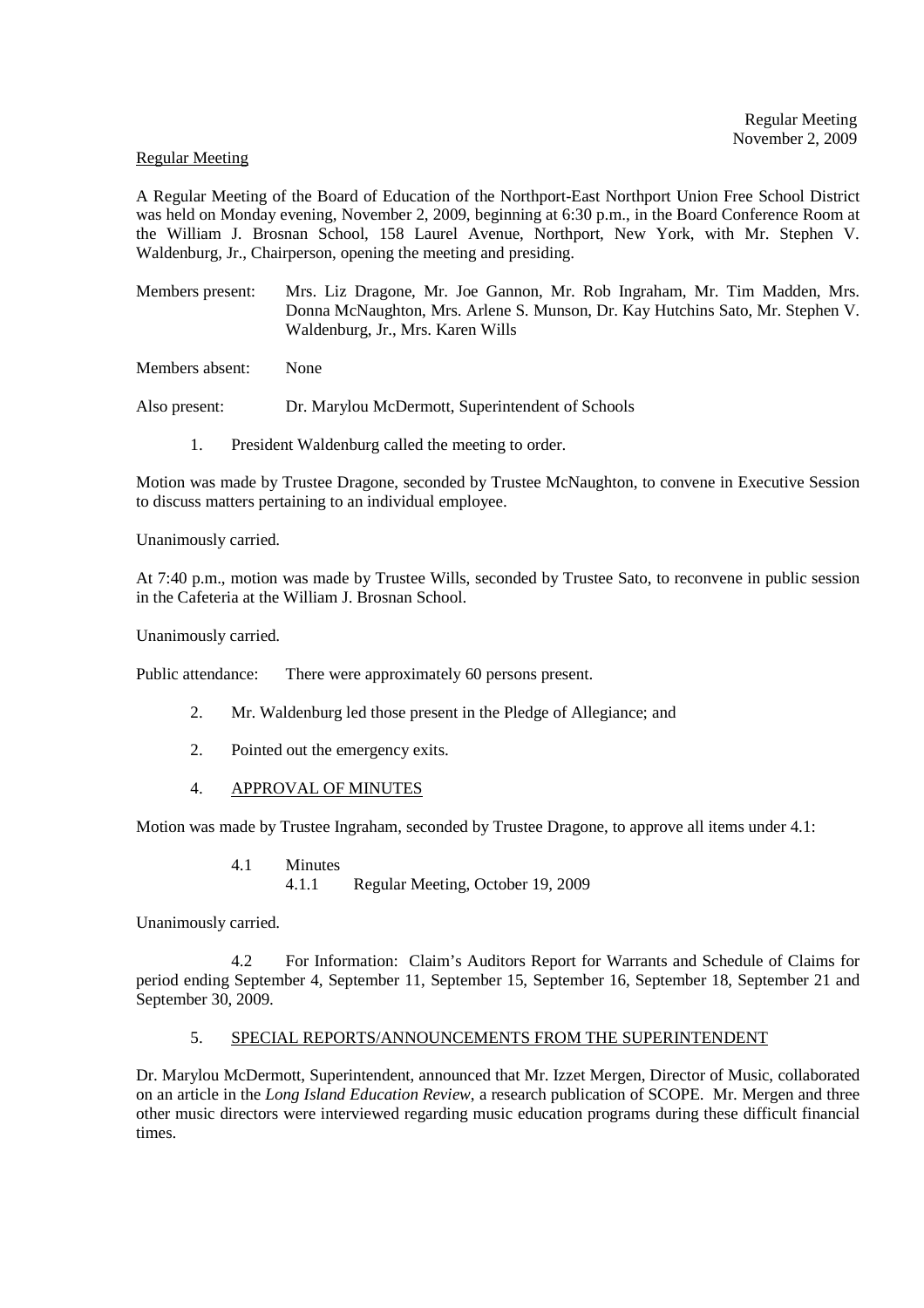Regular Meeting
November 2, 2009

Regular Meeting

A Regular Meeting of the Board of Education of the Northport-East Northport Union Free School District was held on Monday evening, November 2, 2009, beginning at 6:30 p.m., in the Board Conference Room at the William J. Brosnan School, 158 Laurel Avenue, Northport, New York, with Mr. Stephen V. Waldenburg, Jr., Chairperson, opening the meeting and presiding.

Members present: Mrs. Liz Dragone, Mr. Joe Gannon, Mr. Rob Ingraham, Mr. Tim Madden, Mrs. Donna McNaughton, Mrs. Arlene S. Munson, Dr. Kay Hutchins Sato, Mr. Stephen V. Waldenburg, Jr., Mrs. Karen Wills

Members absent: None

Also present: Dr. Marylou McDermott, Superintendent of Schools

1. President Waldenburg called the meeting to order.

Motion was made by Trustee Dragone, seconded by Trustee McNaughton, to convene in Executive Session to discuss matters pertaining to an individual employee.

Unanimously carried.

At 7:40 p.m., motion was made by Trustee Wills, seconded by Trustee Sato, to reconvene in public session in the Cafeteria at the William J. Brosnan School.

Unanimously carried.

Public attendance: There were approximately 60 persons present.

2. Mr. Waldenburg led those present in the Pledge of Allegiance; and

2. Pointed out the emergency exits.

4. APPROVAL OF MINUTES

Motion was made by Trustee Ingraham, seconded by Trustee Dragone, to approve all items under 4.1:

4.1 Minutes
4.1.1 Regular Meeting, October 19, 2009

Unanimously carried.

4.2 For Information: Claim's Auditors Report for Warrants and Schedule of Claims for period ending September 4, September 11, September 15, September 16, September 18, September 21 and September 30, 2009.

5. SPECIAL REPORTS/ANNOUNCEMENTS FROM THE SUPERINTENDENT

Dr. Marylou McDermott, Superintendent, announced that Mr. Izzet Mergen, Director of Music, collaborated on an article in the *Long Island Education Review*, a research publication of SCOPE. Mr. Mergen and three other music directors were interviewed regarding music education programs during these difficult financial times.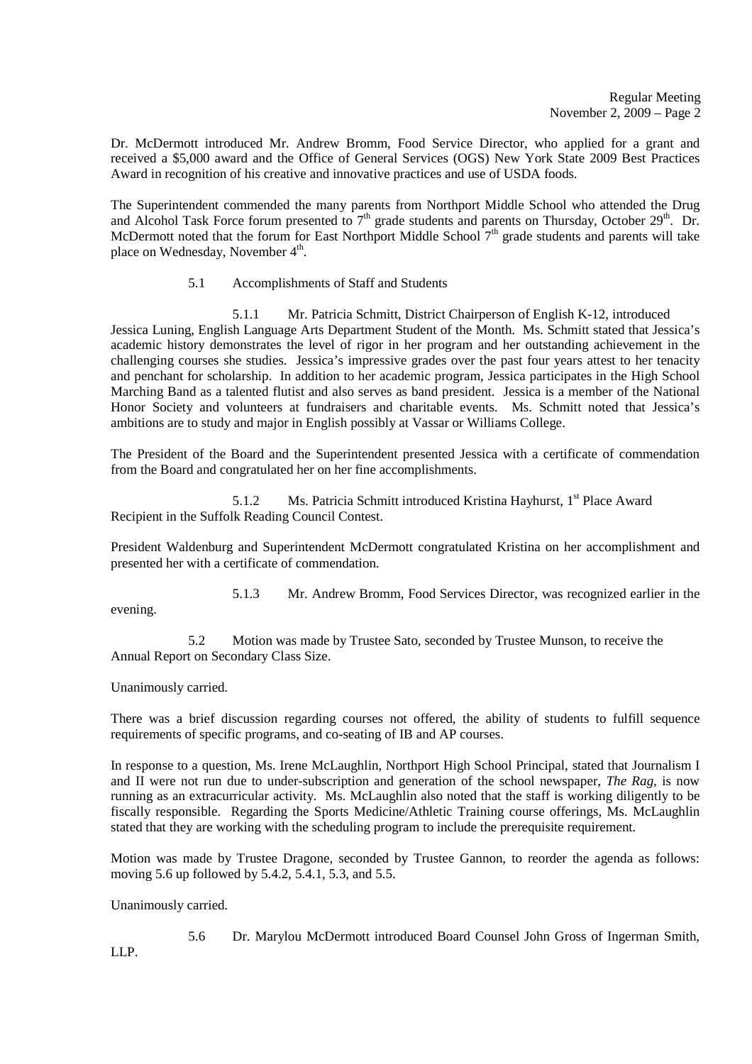Dr. McDermott introduced Mr. Andrew Bromm, Food Service Director, who applied for a grant and received a $5,000 award and the Office of General Services (OGS) New York State 2009 Best Practices Award in recognition of his creative and innovative practices and use of USDA foods.

The Superintendent commended the many parents from Northport Middle School who attended the Drug and Alcohol Task Force forum presented to 7th grade students and parents on Thursday, October 29th. Dr. McDermott noted that the forum for East Northport Middle School 7th grade students and parents will take place on Wednesday, November 4th.

5.1 Accomplishments of Staff and Students

5.1.1 Mr. Patricia Schmitt, District Chairperson of English K-12, introduced Jessica Luning, English Language Arts Department Student of the Month. Ms. Schmitt stated that Jessica's academic history demonstrates the level of rigor in her program and her outstanding achievement in the challenging courses she studies. Jessica's impressive grades over the past four years attest to her tenacity and penchant for scholarship. In addition to her academic program, Jessica participates in the High School Marching Band as a talented flutist and also serves as band president. Jessica is a member of the National Honor Society and volunteers at fundraisers and charitable events. Ms. Schmitt noted that Jessica's ambitions are to study and major in English possibly at Vassar or Williams College.

The President of the Board and the Superintendent presented Jessica with a certificate of commendation from the Board and congratulated her on her fine accomplishments.

5.1.2 Ms. Patricia Schmitt introduced Kristina Hayhurst, 1st Place Award Recipient in the Suffolk Reading Council Contest.

President Waldenburg and Superintendent McDermott congratulated Kristina on her accomplishment and presented her with a certificate of commendation.

5.1.3 Mr. Andrew Bromm, Food Services Director, was recognized earlier in the evening.

5.2 Motion was made by Trustee Sato, seconded by Trustee Munson, to receive the Annual Report on Secondary Class Size.

Unanimously carried.

There was a brief discussion regarding courses not offered, the ability of students to fulfill sequence requirements of specific programs, and co-seating of IB and AP courses.

In response to a question, Ms. Irene McLaughlin, Northport High School Principal, stated that Journalism I and II were not run due to under-subscription and generation of the school newspaper, *The Rag*, is now running as an extracurricular activity. Ms. McLaughlin also noted that the staff is working diligently to be fiscally responsible. Regarding the Sports Medicine/Athletic Training course offerings, Ms. McLaughlin stated that they are working with the scheduling program to include the prerequisite requirement.

Motion was made by Trustee Dragone, seconded by Trustee Gannon, to reorder the agenda as follows: moving 5.6 up followed by 5.4.2, 5.4.1, 5.3, and 5.5.

Unanimously carried.

5.6 Dr. Marylou McDermott introduced Board Counsel John Gross of Ingerman Smith, LLP.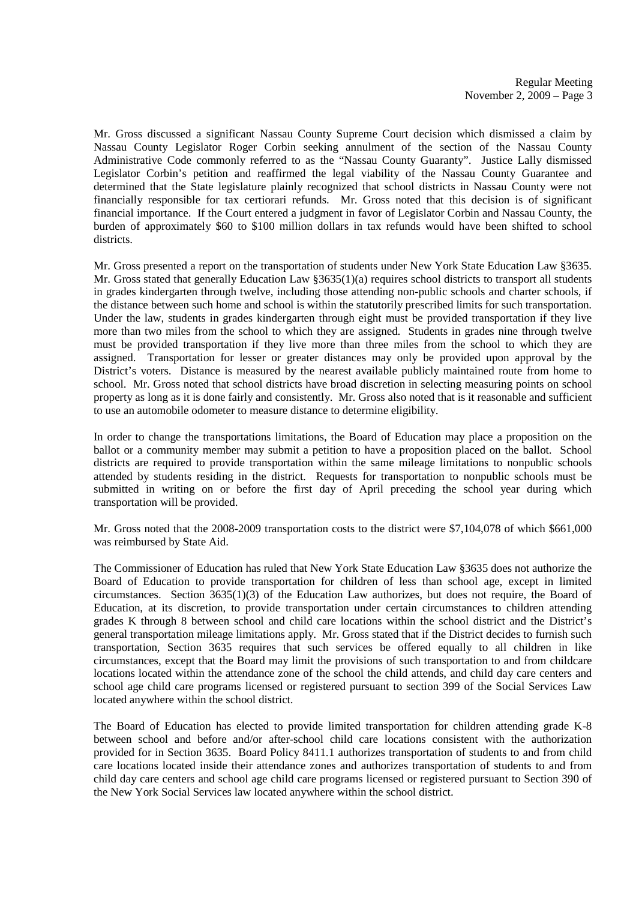Mr. Gross discussed a significant Nassau County Supreme Court decision which dismissed a claim by Nassau County Legislator Roger Corbin seeking annulment of the section of the Nassau County Administrative Code commonly referred to as the "Nassau County Guaranty". Justice Lally dismissed Legislator Corbin's petition and reaffirmed the legal viability of the Nassau County Guarantee and determined that the State legislature plainly recognized that school districts in Nassau County were not financially responsible for tax certiorari refunds. Mr. Gross noted that this decision is of significant financial importance. If the Court entered a judgment in favor of Legislator Corbin and Nassau County, the burden of approximately $60 to $100 million dollars in tax refunds would have been shifted to school districts.

Mr. Gross presented a report on the transportation of students under New York State Education Law §3635. Mr. Gross stated that generally Education Law §3635(1)(a) requires school districts to transport all students in grades kindergarten through twelve, including those attending non-public schools and charter schools, if the distance between such home and school is within the statutorily prescribed limits for such transportation. Under the law, students in grades kindergarten through eight must be provided transportation if they live more than two miles from the school to which they are assigned. Students in grades nine through twelve must be provided transportation if they live more than three miles from the school to which they are assigned. Transportation for lesser or greater distances may only be provided upon approval by the District's voters. Distance is measured by the nearest available publicly maintained route from home to school. Mr. Gross noted that school districts have broad discretion in selecting measuring points on school property as long as it is done fairly and consistently. Mr. Gross also noted that is it reasonable and sufficient to use an automobile odometer to measure distance to determine eligibility.

In order to change the transportations limitations, the Board of Education may place a proposition on the ballot or a community member may submit a petition to have a proposition placed on the ballot. School districts are required to provide transportation within the same mileage limitations to nonpublic schools attended by students residing in the district. Requests for transportation to nonpublic schools must be submitted in writing on or before the first day of April preceding the school year during which transportation will be provided.

Mr. Gross noted that the 2008-2009 transportation costs to the district were $7,104,078 of which $661,000 was reimbursed by State Aid.

The Commissioner of Education has ruled that New York State Education Law §3635 does not authorize the Board of Education to provide transportation for children of less than school age, except in limited circumstances. Section 3635(1)(3) of the Education Law authorizes, but does not require, the Board of Education, at its discretion, to provide transportation under certain circumstances to children attending grades K through 8 between school and child care locations within the school district and the District's general transportation mileage limitations apply. Mr. Gross stated that if the District decides to furnish such transportation, Section 3635 requires that such services be offered equally to all children in like circumstances, except that the Board may limit the provisions of such transportation to and from childcare locations located within the attendance zone of the school the child attends, and child day care centers and school age child care programs licensed or registered pursuant to section 399 of the Social Services Law located anywhere within the school district.

The Board of Education has elected to provide limited transportation for children attending grade K-8 between school and before and/or after-school child care locations consistent with the authorization provided for in Section 3635. Board Policy 8411.1 authorizes transportation of students to and from child care locations located inside their attendance zones and authorizes transportation of students to and from child day care centers and school age child care programs licensed or registered pursuant to Section 390 of the New York Social Services law located anywhere within the school district.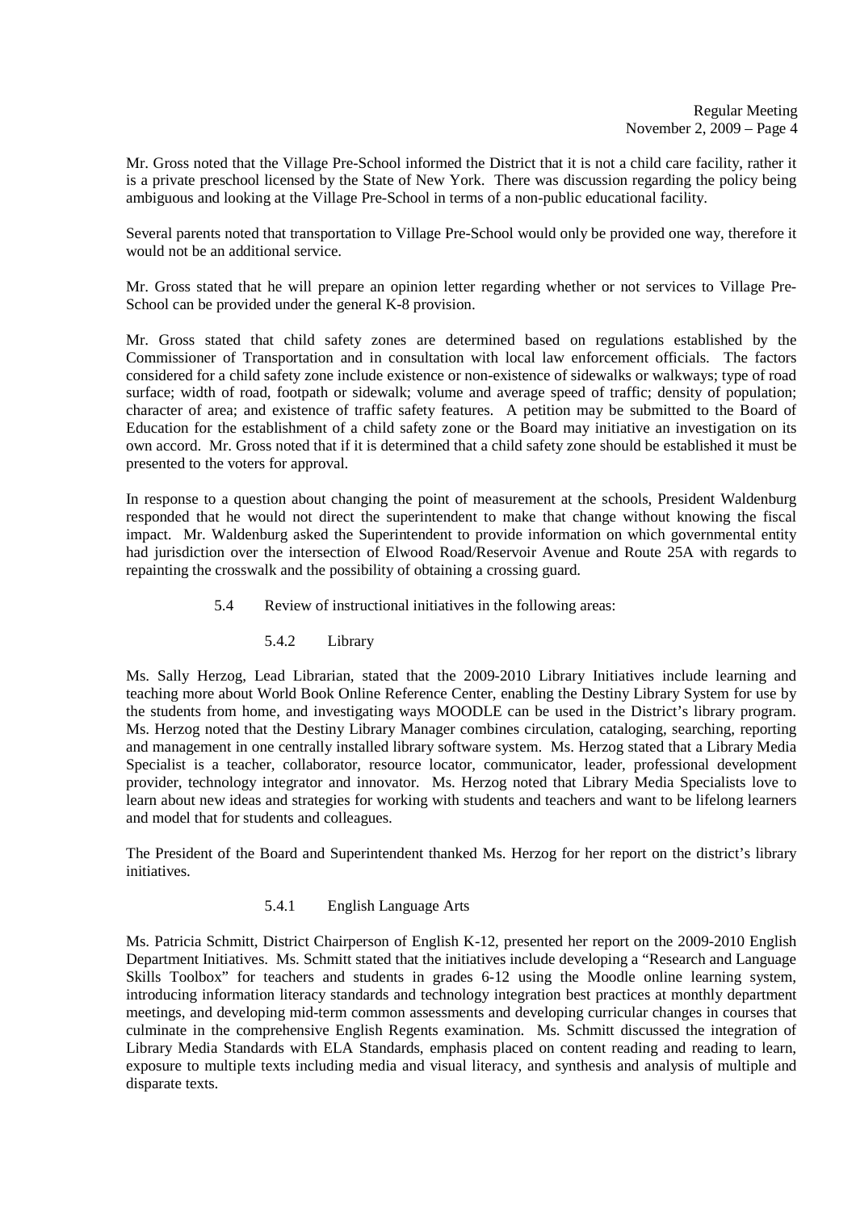Mr. Gross noted that the Village Pre-School informed the District that it is not a child care facility, rather it is a private preschool licensed by the State of New York. There was discussion regarding the policy being ambiguous and looking at the Village Pre-School in terms of a non-public educational facility.

Several parents noted that transportation to Village Pre-School would only be provided one way, therefore it would not be an additional service.

Mr. Gross stated that he will prepare an opinion letter regarding whether or not services to Village Pre-School can be provided under the general K-8 provision.

Mr. Gross stated that child safety zones are determined based on regulations established by the Commissioner of Transportation and in consultation with local law enforcement officials. The factors considered for a child safety zone include existence or non-existence of sidewalks or walkways; type of road surface; width of road, footpath or sidewalk; volume and average speed of traffic; density of population; character of area; and existence of traffic safety features. A petition may be submitted to the Board of Education for the establishment of a child safety zone or the Board may initiative an investigation on its own accord. Mr. Gross noted that if it is determined that a child safety zone should be established it must be presented to the voters for approval.

In response to a question about changing the point of measurement at the schools, President Waldenburg responded that he would not direct the superintendent to make that change without knowing the fiscal impact. Mr. Waldenburg asked the Superintendent to provide information on which governmental entity had jurisdiction over the intersection of Elwood Road/Reservoir Avenue and Route 25A with regards to repainting the crosswalk and the possibility of obtaining a crossing guard.

5.4 Review of instructional initiatives in the following areas:

5.4.2 Library

Ms. Sally Herzog, Lead Librarian, stated that the 2009-2010 Library Initiatives include learning and teaching more about World Book Online Reference Center, enabling the Destiny Library System for use by the students from home, and investigating ways MOODLE can be used in the District's library program. Ms. Herzog noted that the Destiny Library Manager combines circulation, cataloging, searching, reporting and management in one centrally installed library software system. Ms. Herzog stated that a Library Media Specialist is a teacher, collaborator, resource locator, communicator, leader, professional development provider, technology integrator and innovator. Ms. Herzog noted that Library Media Specialists love to learn about new ideas and strategies for working with students and teachers and want to be lifelong learners and model that for students and colleagues.

The President of the Board and Superintendent thanked Ms. Herzog for her report on the district's library initiatives.

5.4.1 English Language Arts

Ms. Patricia Schmitt, District Chairperson of English K-12, presented her report on the 2009-2010 English Department Initiatives. Ms. Schmitt stated that the initiatives include developing a "Research and Language Skills Toolbox" for teachers and students in grades 6-12 using the Moodle online learning system, introducing information literacy standards and technology integration best practices at monthly department meetings, and developing mid-term common assessments and developing curricular changes in courses that culminate in the comprehensive English Regents examination. Ms. Schmitt discussed the integration of Library Media Standards with ELA Standards, emphasis placed on content reading and reading to learn, exposure to multiple texts including media and visual literacy, and synthesis and analysis of multiple and disparate texts.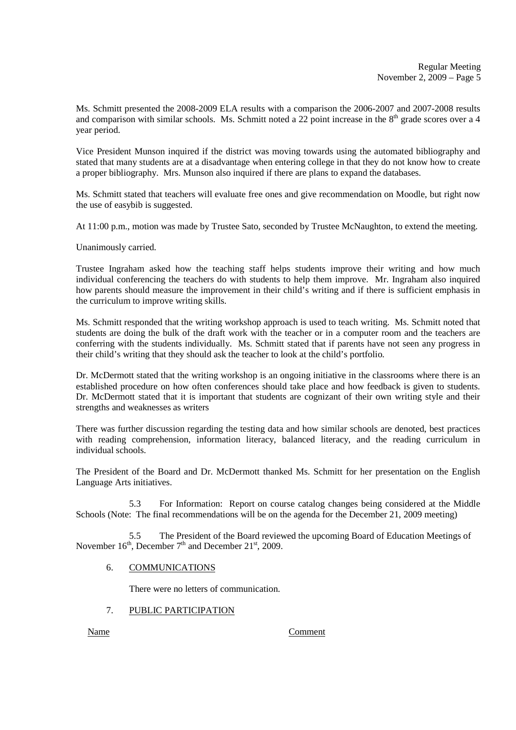Ms. Schmitt presented the 2008-2009 ELA results with a comparison the 2006-2007 and 2007-2008 results and comparison with similar schools. Ms. Schmitt noted a 22 point increase in the 8th grade scores over a 4 year period.

Vice President Munson inquired if the district was moving towards using the automated bibliography and stated that many students are at a disadvantage when entering college in that they do not know how to create a proper bibliography. Mrs. Munson also inquired if there are plans to expand the databases.

Ms. Schmitt stated that teachers will evaluate free ones and give recommendation on Moodle, but right now the use of easybib is suggested.

At 11:00 p.m., motion was made by Trustee Sato, seconded by Trustee McNaughton, to extend the meeting.

Unanimously carried.

Trustee Ingraham asked how the teaching staff helps students improve their writing and how much individual conferencing the teachers do with students to help them improve. Mr. Ingraham also inquired how parents should measure the improvement in their child's writing and if there is sufficient emphasis in the curriculum to improve writing skills.

Ms. Schmitt responded that the writing workshop approach is used to teach writing. Ms. Schmitt noted that students are doing the bulk of the draft work with the teacher or in a computer room and the teachers are conferring with the students individually. Ms. Schmitt stated that if parents have not seen any progress in their child's writing that they should ask the teacher to look at the child's portfolio.

Dr. McDermott stated that the writing workshop is an ongoing initiative in the classrooms where there is an established procedure on how often conferences should take place and how feedback is given to students. Dr. McDermott stated that it is important that students are cognizant of their own writing style and their strengths and weaknesses as writers

There was further discussion regarding the testing data and how similar schools are denoted, best practices with reading comprehension, information literacy, balanced literacy, and the reading curriculum in individual schools.

The President of the Board and Dr. McDermott thanked Ms. Schmitt for her presentation on the English Language Arts initiatives.

5.3 For Information: Report on course catalog changes being considered at the Middle Schools (Note: The final recommendations will be on the agenda for the December 21, 2009 meeting)

5.5 The President of the Board reviewed the upcoming Board of Education Meetings of November 16th, December 7th and December 21st, 2009.

6. COMMUNICATIONS

There were no letters of communication.

7. PUBLIC PARTICIPATION

Name Comment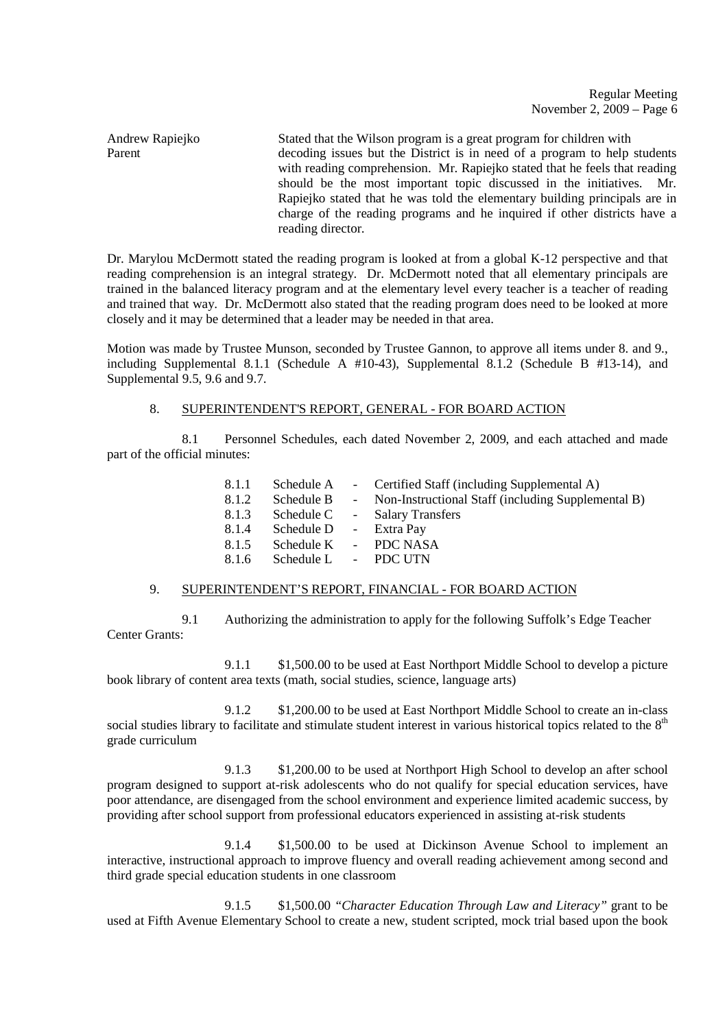Andrew Rapiejko
Parent

Stated that the Wilson program is a great program for children with decoding issues but the District is in need of a program to help students with reading comprehension. Mr. Rapiejko stated that he feels that reading should be the most important topic discussed in the initiatives. Mr. Rapiejko stated that he was told the elementary building principals are in charge of the reading programs and he inquired if other districts have a reading director.

Dr. Marylou McDermott stated the reading program is looked at from a global K-12 perspective and that reading comprehension is an integral strategy. Dr. McDermott noted that all elementary principals are trained in the balanced literacy program and at the elementary level every teacher is a teacher of reading and trained that way. Dr. McDermott also stated that the reading program does need to be looked at more closely and it may be determined that a leader may be needed in that area.

Motion was made by Trustee Munson, seconded by Trustee Gannon, to approve all items under 8. and 9., including Supplemental 8.1.1 (Schedule A #10-43), Supplemental 8.1.2 (Schedule B #13-14), and Supplemental 9.5, 9.6 and 9.7.

8. SUPERINTENDENT'S REPORT, GENERAL - FOR BOARD ACTION

8.1 Personnel Schedules, each dated November 2, 2009, and each attached and made part of the official minutes:

- 8.1.1 Schedule A - Certified Staff (including Supplemental A)
- 8.1.2 Schedule B - Non-Instructional Staff (including Supplemental B)
- 8.1.3 Schedule C - Salary Transfers
- 8.1.4 Schedule D - Extra Pay
- 8.1.5 Schedule K - PDC NASA
- 8.1.6 Schedule L - PDC UTN

9. SUPERINTENDENT'S REPORT, FINANCIAL - FOR BOARD ACTION

9.1 Authorizing the administration to apply for the following Suffolk's Edge Teacher Center Grants:

9.1.1 $1,500.00 to be used at East Northport Middle School to develop a picture book library of content area texts (math, social studies, science, language arts)

9.1.2 $1,200.00 to be used at East Northport Middle School to create an in-class social studies library to facilitate and stimulate student interest in various historical topics related to the 8th grade curriculum

9.1.3 $1,200.00 to be used at Northport High School to develop an after school program designed to support at-risk adolescents who do not qualify for special education services, have poor attendance, are disengaged from the school environment and experience limited academic success, by providing after school support from professional educators experienced in assisting at-risk students

9.1.4 $1,500.00 to be used at Dickinson Avenue School to implement an interactive, instructional approach to improve fluency and overall reading achievement among second and third grade special education students in one classroom

9.1.5 $1,500.00 *"Character Education Through Law and Literacy"* grant to be used at Fifth Avenue Elementary School to create a new, student scripted, mock trial based upon the book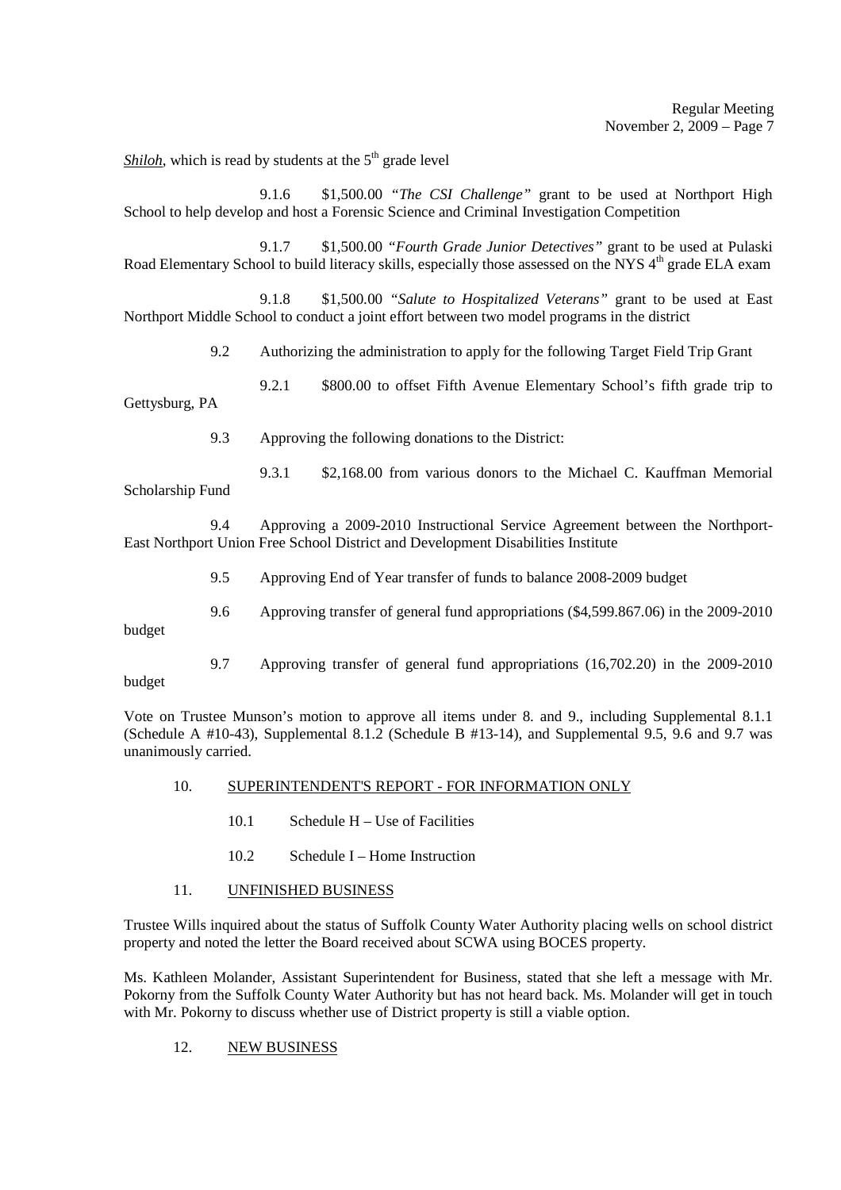*Shiloh*, which is read by students at the 5th grade level

9.1.6 $1,500.00 *"The CSI Challenge"* grant to be used at Northport High School to help develop and host a Forensic Science and Criminal Investigation Competition

9.1.7 $1,500.00 *"Fourth Grade Junior Detectives"* grant to be used at Pulaski Road Elementary School to build literacy skills, especially those assessed on the NYS 4th grade ELA exam

9.1.8 $1,500.00 *"Salute to Hospitalized Veterans"* grant to be used at East Northport Middle School to conduct a joint effort between two model programs in the district

9.2 Authorizing the administration to apply for the following Target Field Trip Grant

9.2.1 $800.00 to offset Fifth Avenue Elementary School's fifth grade trip to Gettysburg, PA

9.3 Approving the following donations to the District:

9.3.1 $2,168.00 from various donors to the Michael C. Kauffman Memorial Scholarship Fund

9.4 Approving a 2009-2010 Instructional Service Agreement between the Northport-East Northport Union Free School District and Development Disabilities Institute

9.5 Approving End of Year transfer of funds to balance 2008-2009 budget

9.6 Approving transfer of general fund appropriations ($4,599.867.06) in the 2009-2010 budget

9.7 Approving transfer of general fund appropriations (16,702.20) in the 2009-2010 budget

Vote on Trustee Munson's motion to approve all items under 8. and 9., including Supplemental 8.1.1 (Schedule A #10-43), Supplemental 8.1.2 (Schedule B #13-14), and Supplemental 9.5, 9.6 and 9.7 was unanimously carried.

10. SUPERINTENDENT'S REPORT - FOR INFORMATION ONLY

10.1 Schedule H – Use of Facilities

10.2 Schedule I – Home Instruction

11. UNFINISHED BUSINESS

Trustee Wills inquired about the status of Suffolk County Water Authority placing wells on school district property and noted the letter the Board received about SCWA using BOCES property.

Ms. Kathleen Molander, Assistant Superintendent for Business, stated that she left a message with Mr. Pokorny from the Suffolk County Water Authority but has not heard back. Ms. Molander will get in touch with Mr. Pokorny to discuss whether use of District property is still a viable option.

12. NEW BUSINESS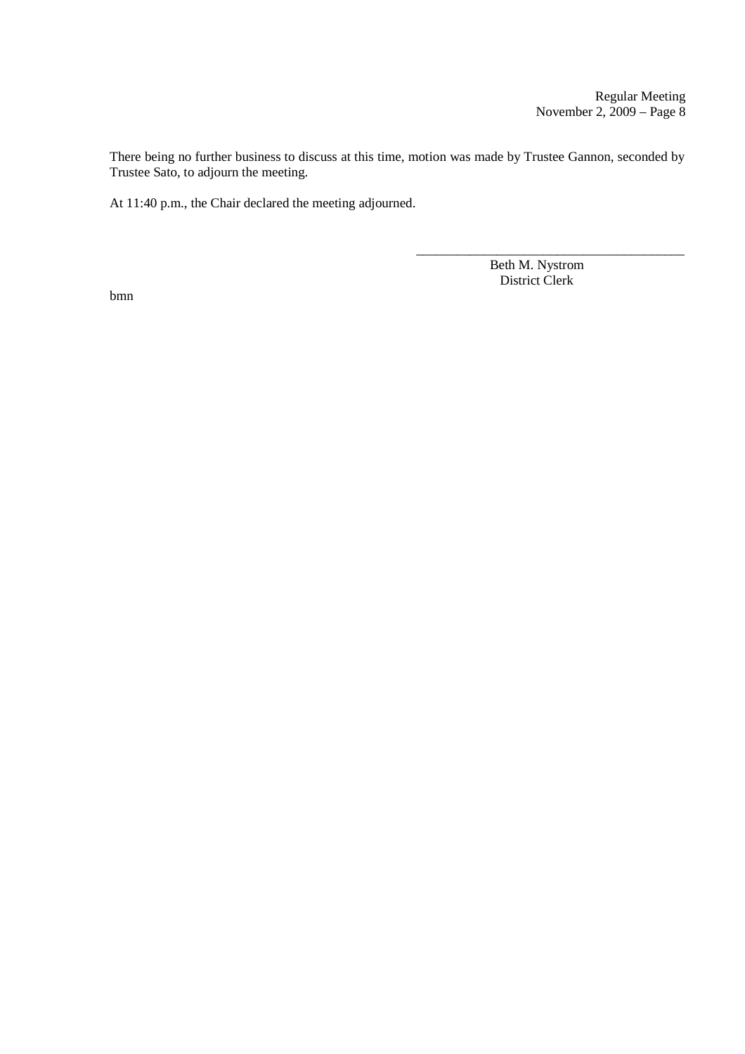There being no further business to discuss at this time, motion was made by Trustee Gannon, seconded by Trustee Sato, to adjourn the meeting.

At 11:40 p.m., the Chair declared the meeting adjourned.

\_\_\_\_\_\_\_\_\_\_\_\_\_\_\_\_\_\_\_\_\_\_\_\_\_\_\_\_\_\_\_\_\_\_\_\_\_\_\_\_

Beth M. Nystrom
District Clerk

bmn